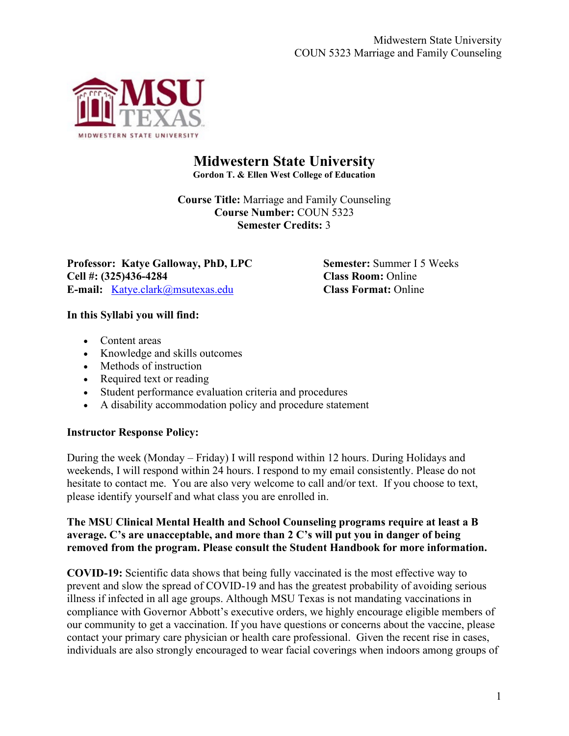# Midwestern State University

**Gordon T. & Ellen West College of Education**

**Course Title:** Marriage and Family Counseling
**Course Number:** COUN 5323
**Semester Credits:** 3

**Professor: Katye Galloway, PhD, LPC**
**Cell #: (325)436-4284**
**E-mail:** Katye.clark@msutexas.edu

**Semester:** Summer I 5 Weeks
**Class Room:** Online
**Class Format:** Online

**In this Syllabi you will find:**

- Content areas
- Knowledge and skills outcomes
- Methods of instruction
- Required text or reading
- Student performance evaluation criteria and procedures
- A disability accommodation policy and procedure statement

**Instructor Response Policy:**

During the week (Monday – Friday) I will respond within 12 hours. During Holidays and weekends, I will respond within 24 hours. I respond to my email consistently. Please do not hesitate to contact me. You are also very welcome to call and/or text. If you choose to text, please identify yourself and what class you are enrolled in.

**The MSU Clinical Mental Health and School Counseling programs require at least a B average. C's are unacceptable, and more than 2 C's will put you in danger of being removed from the program. Please consult the Student Handbook for more information.**

**COVID-19:** Scientific data shows that being fully vaccinated is the most effective way to prevent and slow the spread of COVID-19 and has the greatest probability of avoiding serious illness if infected in all age groups. Although MSU Texas is not mandating vaccinations in compliance with Governor Abbott's executive orders, we highly encourage eligible members of our community to get a vaccination. If you have questions or concerns about the vaccine, please contact your primary care physician or health care professional. Given the recent rise in cases, individuals are also strongly encouraged to wear facial coverings when indoors among groups of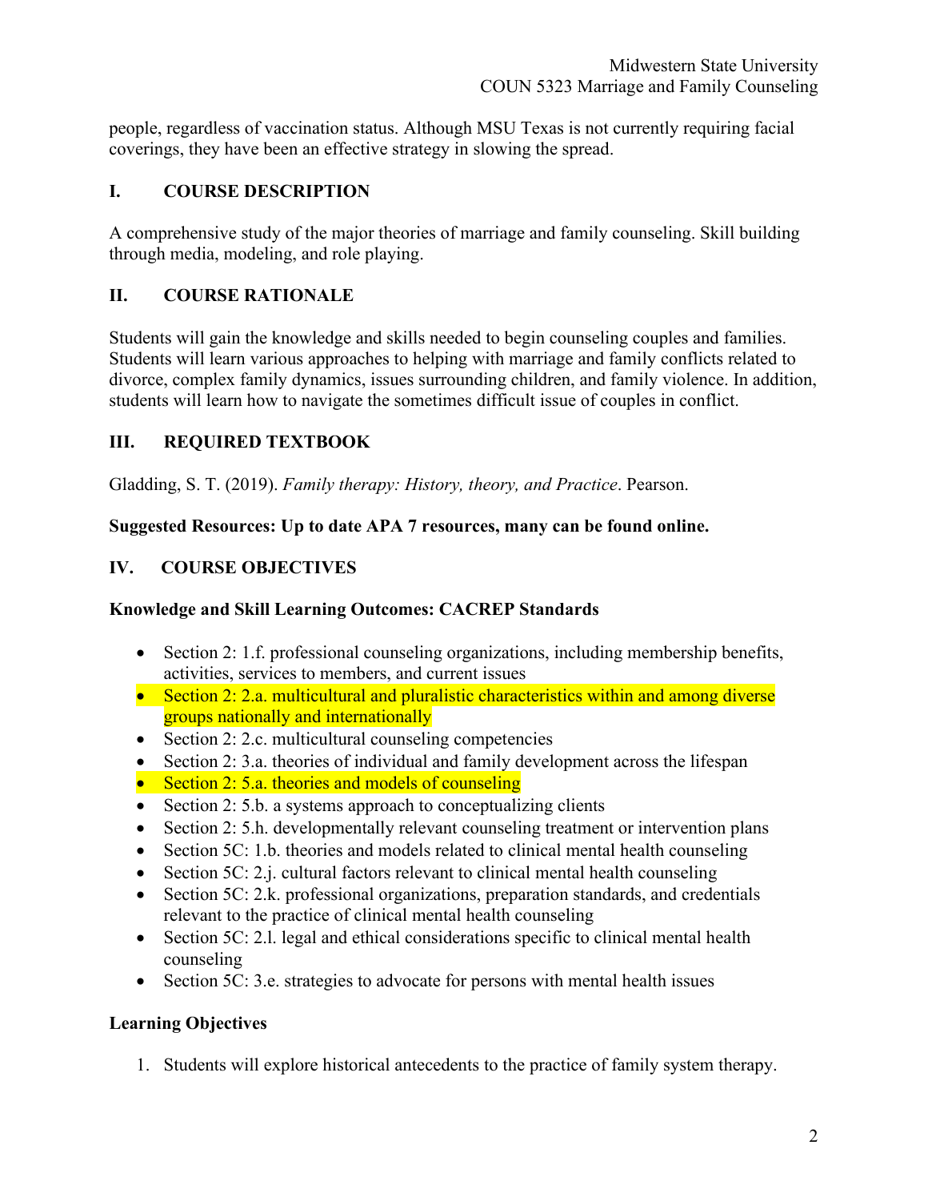people, regardless of vaccination status. Although MSU Texas is not currently requiring facial coverings, they have been an effective strategy in slowing the spread.

## I. COURSE DESCRIPTION

A comprehensive study of the major theories of marriage and family counseling. Skill building through media, modeling, and role playing.

## II. COURSE RATIONALE

Students will gain the knowledge and skills needed to begin counseling couples and families. Students will learn various approaches to helping with marriage and family conflicts related to divorce, complex family dynamics, issues surrounding children, and family violence. In addition, students will learn how to navigate the sometimes difficult issue of couples in conflict.

## III. REQUIRED TEXTBOOK

Gladding, S. T. (2019). *Family therapy: History, theory, and Practice*. Pearson.

**Suggested Resources: Up to date APA 7 resources, many can be found online.**

## IV. COURSE OBJECTIVES

### Knowledge and Skill Learning Outcomes: CACREP Standards

- Section 2: 1.f. professional counseling organizations, including membership benefits, activities, services to members, and current issues
- Section 2: 2.a. multicultural and pluralistic characteristics within and among diverse groups nationally and internationally
- Section 2: 2.c. multicultural counseling competencies
- Section 2: 3.a. theories of individual and family development across the lifespan
- Section 2: 5.a. theories and models of counseling
- Section 2: 5.b. a systems approach to conceptualizing clients
- Section 2: 5.h. developmentally relevant counseling treatment or intervention plans
- Section 5C: 1.b. theories and models related to clinical mental health counseling
- Section 5C: 2.j. cultural factors relevant to clinical mental health counseling
- Section 5C: 2.k. professional organizations, preparation standards, and credentials relevant to the practice of clinical mental health counseling
- Section 5C: 2.l. legal and ethical considerations specific to clinical mental health counseling
- Section 5C: 3.e. strategies to advocate for persons with mental health issues

### Learning Objectives

1. Students will explore historical antecedents to the practice of family system therapy.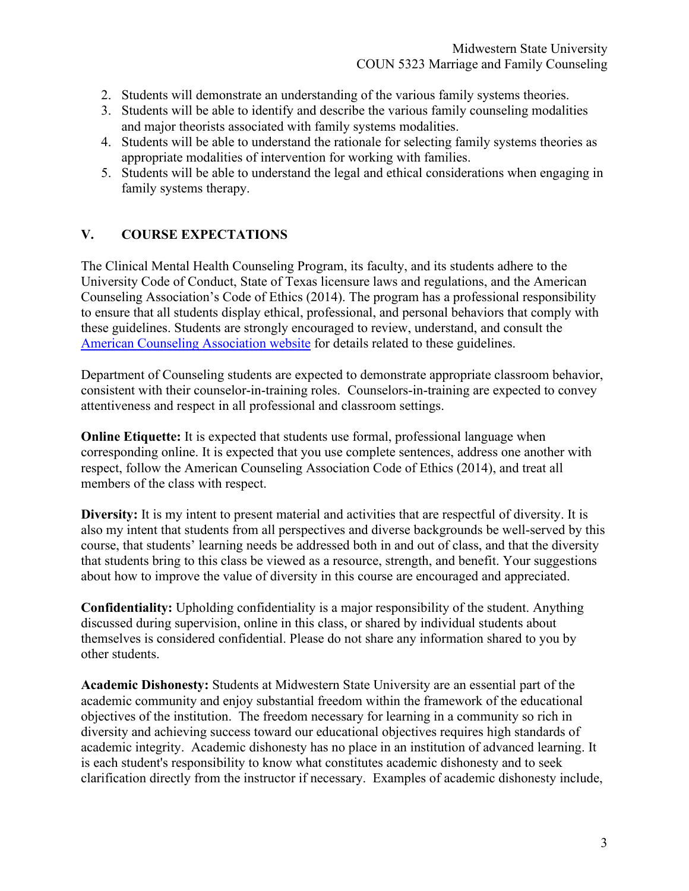2. Students will demonstrate an understanding of the various family systems theories.
3. Students will be able to identify and describe the various family counseling modalities and major theorists associated with family systems modalities.
4. Students will be able to understand the rationale for selecting family systems theories as appropriate modalities of intervention for working with families.
5. Students will be able to understand the legal and ethical considerations when engaging in family systems therapy.

## V. COURSE EXPECTATIONS

The Clinical Mental Health Counseling Program, its faculty, and its students adhere to the University Code of Conduct, State of Texas licensure laws and regulations, and the American Counseling Association's Code of Ethics (2014). The program has a professional responsibility to ensure that all students display ethical, professional, and personal behaviors that comply with these guidelines. Students are strongly encouraged to review, understand, and consult the American Counseling Association website for details related to these guidelines.

Department of Counseling students are expected to demonstrate appropriate classroom behavior, consistent with their counselor-in-training roles. Counselors-in-training are expected to convey attentiveness and respect in all professional and classroom settings.

**Online Etiquette:** It is expected that students use formal, professional language when corresponding online. It is expected that you use complete sentences, address one another with respect, follow the American Counseling Association Code of Ethics (2014), and treat all members of the class with respect.

**Diversity:** It is my intent to present material and activities that are respectful of diversity. It is also my intent that students from all perspectives and diverse backgrounds be well-served by this course, that students' learning needs be addressed both in and out of class, and that the diversity that students bring to this class be viewed as a resource, strength, and benefit. Your suggestions about how to improve the value of diversity in this course are encouraged and appreciated.

**Confidentiality:** Upholding confidentiality is a major responsibility of the student. Anything discussed during supervision, online in this class, or shared by individual students about themselves is considered confidential. Please do not share any information shared to you by other students.

**Academic Dishonesty:** Students at Midwestern State University are an essential part of the academic community and enjoy substantial freedom within the framework of the educational objectives of the institution. The freedom necessary for learning in a community so rich in diversity and achieving success toward our educational objectives requires high standards of academic integrity. Academic dishonesty has no place in an institution of advanced learning. It is each student's responsibility to know what constitutes academic dishonesty and to seek clarification directly from the instructor if necessary. Examples of academic dishonesty include,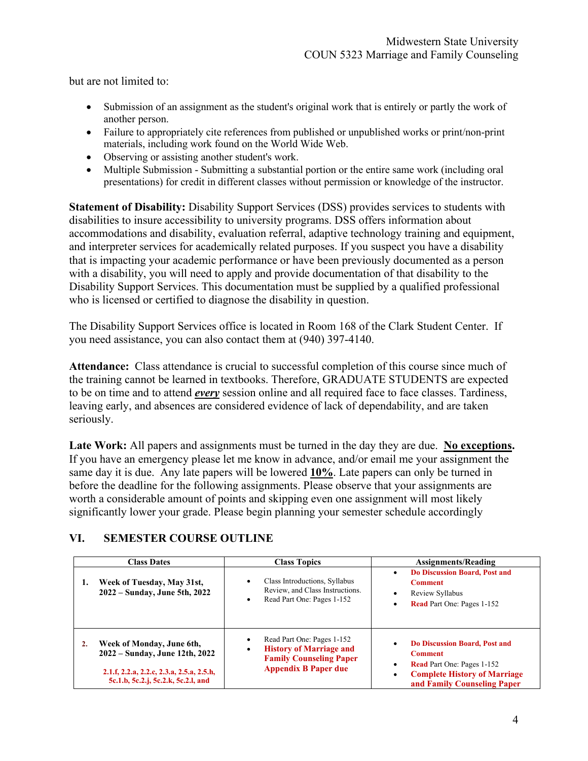but are not limited to:

- Submission of an assignment as the student's original work that is entirely or partly the work of another person.
- Failure to appropriately cite references from published or unpublished works or print/non-print materials, including work found on the World Wide Web.
- Observing or assisting another student's work.
- Multiple Submission - Submitting a substantial portion or the entire same work (including oral presentations) for credit in different classes without permission or knowledge of the instructor.

**Statement of Disability:** Disability Support Services (DSS) provides services to students with disabilities to insure accessibility to university programs. DSS offers information about accommodations and disability, evaluation referral, adaptive technology training and equipment, and interpreter services for academically related purposes. If you suspect you have a disability that is impacting your academic performance or have been previously documented as a person with a disability, you will need to apply and provide documentation of that disability to the Disability Support Services. This documentation must be supplied by a qualified professional who is licensed or certified to diagnose the disability in question.

The Disability Support Services office is located in Room 168 of the Clark Student Center. If you need assistance, you can also contact them at (940) 397-4140.

**Attendance:** Class attendance is crucial to successful completion of this course since much of the training cannot be learned in textbooks. Therefore, GRADUATE STUDENTS are expected to be on time and to attend ***every*** session online and all required face to face classes. Tardiness, leaving early, and absences are considered evidence of lack of dependability, and are taken seriously.

**Late Work:** All papers and assignments must be turned in the day they are due. **No exceptions.** If you have an emergency please let me know in advance, and/or email me your assignment the same day it is due. Any late papers will be lowered **10%**. Late papers can only be turned in before the deadline for the following assignments. Please observe that your assignments are worth a considerable amount of points and skipping even one assignment will most likely significantly lower your grade. Please begin planning your semester schedule accordingly

## VI. SEMESTER COURSE OUTLINE

| Class Dates | Class Topics | Assignments/Reading |
|---|---|---|
| **1. Week of Tuesday, May 31st, 2022 – Sunday, June 5th, 2022** | • Class Introductions, Syllabus Review, and Class Instructions.<br>• Read Part One: Pages 1-152 | • **Do Discussion Board, Post and Comment**<br>• Review Syllabus<br>• **Read** Part One: Pages 1-152 |
| **2. Week of Monday, June 6th, 2022 – Sunday, June 12th, 2022**<br><br>**2.1.f, 2.2.a, 2.2.c, 2.3.a, 2.5.a, 2.5.h, 5c.1.b, 5c.2.j, 5c.2.k, 5c.2.l, and** | • Read Part One: Pages 1-152<br>• **History of Marriage and Family Counseling Paper Appendix B Paper due** | • **Do Discussion Board, Post and Comment**<br>• **Read** Part One: Pages 1-152<br>• **Complete History of Marriage and Family Counseling Paper** |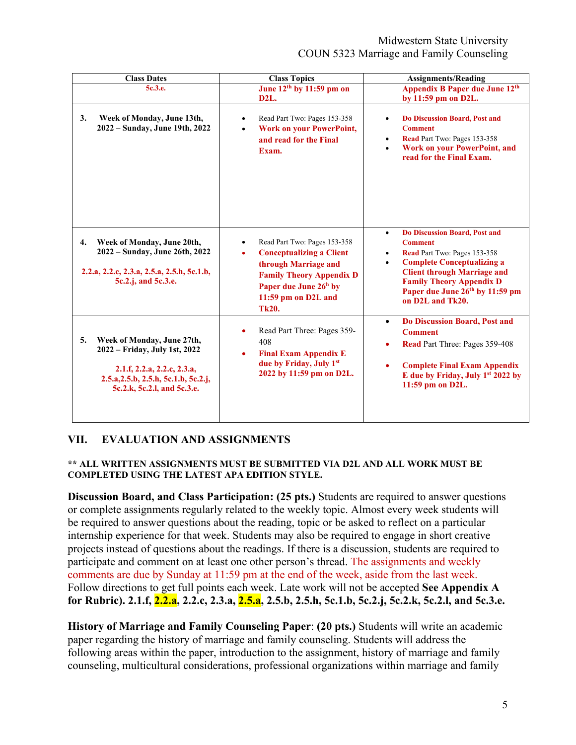| Class Dates | Class Topics | Assignments/Reading |
|---|---|---|
| 5c.3.e. | June 12th by 11:59 pm on D2L. | Appendix B Paper due June 12th by 11:59 pm on D2L. |
| **3. Week of Monday, June 13th, 2022 – Sunday, June 19th, 2022** | • Read Part Two: Pages 153-358<br>• **Work on your PowerPoint, and read for the Final Exam.** | • **Do Discussion Board, Post and Comment**<br>• **Read** Part Two: Pages 153-358<br>• **Work on your PowerPoint, and read for the Final Exam.** |
| **4. Week of Monday, June 20th, 2022 – Sunday, June 26th, 2022**<br><br>2.2.a, 2.2.c, 2.3.a, 2.5.a, 2.5.h, 5c.1.b, 5c.2.j, and 5c.3.e. | • Read Part Two: Pages 153-358<br>• **Conceptualizing a Client through Marriage and Family Theory Appendix D Paper due June 26h by 11:59 pm on D2L and Tk20.** | • **Do Discussion Board, Post and Comment**<br>• **Read** Part Two: Pages 153-358<br>• **Complete Conceptualizing a Client through Marriage and Family Theory Appendix D Paper due June 26th by 11:59 pm on D2L and Tk20.** |
| **5. Week of Monday, June 27th, 2022 – Friday, July 1st, 2022**<br><br>2.1.f, 2.2.a, 2.2.c, 2.3.a, 2.5.a,2.5.b, 2.5.h, 5c.1.b, 5c.2.j, 5c.2.k, 5c.2.l, and 5c.3.e. | • Read Part Three: Pages 359-408<br>• **Final Exam Appendix E due by Friday, July 1st 2022 by 11:59 pm on D2L.** | • **Do Discussion Board, Post and Comment**<br>• **Read** Part Three: Pages 359-408<br>• **Complete Final Exam Appendix E due by Friday, July 1st 2022 by 11:59 pm on D2L.** |

## VII. EVALUATION AND ASSIGNMENTS

**** ALL WRITTEN ASSIGNMENTS MUST BE SUBMITTED VIA D2L AND ALL WORK MUST BE COMPLETED USING THE LATEST APA EDITION STYLE.**

**Discussion Board, and Class Participation: (25 pts.)** Students are required to answer questions or complete assignments regularly related to the weekly topic. Almost every week students will be required to answer questions about the reading, topic or be asked to reflect on a particular internship experience for that week. Students may also be required to engage in short creative projects instead of questions about the readings. If there is a discussion, students are required to participate and comment on at least one other person's thread. The assignments and weekly comments are due by Sunday at 11:59 pm at the end of the week, aside from the last week. Follow directions to get full points each week. Late work will not be accepted **See Appendix A for Rubric). 2.1.f, 2.2.a, 2.2.c, 2.3.a, 2.5.a, 2.5.b, 2.5.h, 5c.1.b, 5c.2.j, 5c.2.k, 5c.2.l, and 5c.3.e.**

**History of Marriage and Family Counseling Paper**: **(20 pts.)** Students will write an academic paper regarding the history of marriage and family counseling. Students will address the following areas within the paper, introduction to the assignment, history of marriage and family counseling, multicultural considerations, professional organizations within marriage and family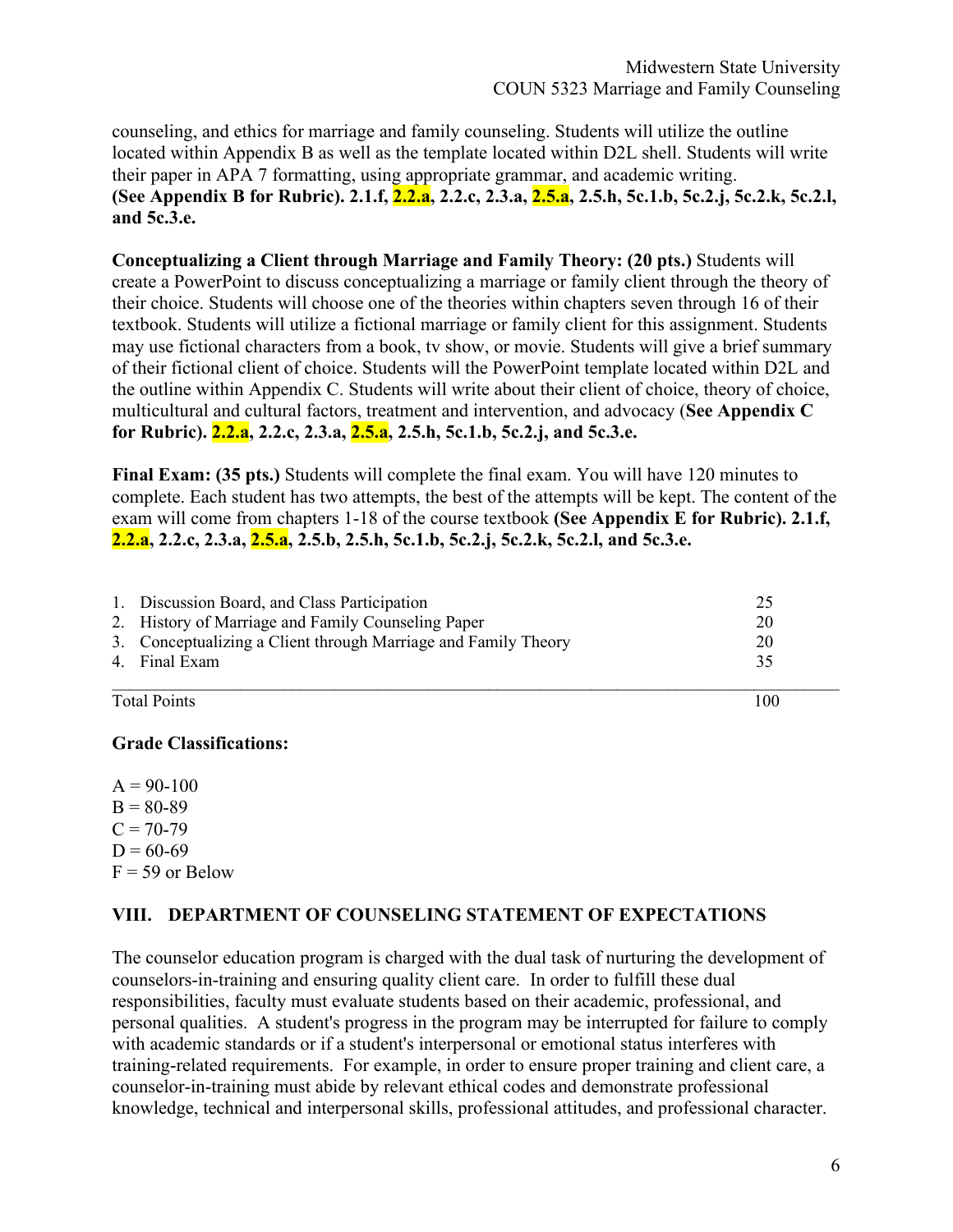counseling, and ethics for marriage and family counseling. Students will utilize the outline located within Appendix B as well as the template located within D2L shell. Students will write their paper in APA 7 formatting, using appropriate grammar, and academic writing. **(See Appendix B for Rubric). 2.1.f, 2.2.a, 2.2.c, 2.3.a, 2.5.a, 2.5.h, 5c.1.b, 5c.2.j, 5c.2.k, 5c.2.l, and 5c.3.e.**

**Conceptualizing a Client through Marriage and Family Theory: (20 pts.)** Students will create a PowerPoint to discuss conceptualizing a marriage or family client through the theory of their choice. Students will choose one of the theories within chapters seven through 16 of their textbook. Students will utilize a fictional marriage or family client for this assignment. Students may use fictional characters from a book, tv show, or movie. Students will give a brief summary of their fictional client of choice. Students will the PowerPoint template located within D2L and the outline within Appendix C. Students will write about their client of choice, theory of choice, multicultural and cultural factors, treatment and intervention, and advocacy (**See Appendix C for Rubric). 2.2.a, 2.2.c, 2.3.a, 2.5.a, 2.5.h, 5c.1.b, 5c.2.j, and 5c.3.e.**

**Final Exam: (35 pts.)** Students will complete the final exam. You will have 120 minutes to complete. Each student has two attempts, the best of the attempts will be kept. The content of the exam will come from chapters 1-18 of the course textbook **(See Appendix E for Rubric). 2.1.f, 2.2.a, 2.2.c, 2.3.a, 2.5.a, 2.5.b, 2.5.h, 5c.1.b, 5c.2.j, 5c.2.k, 5c.2.l, and 5c.3.e.**

| | |
|---|---|
| 1. Discussion Board, and Class Participation | 25 |
| 2. History of Marriage and Family Counseling Paper | 20 |
| 3. Conceptualizing a Client through Marriage and Family Theory | 20 |
| 4. Final Exam | 35 |
| Total Points | 100 |

**Grade Classifications:**

A = 90-100
B = 80-89
C = 70-79
D = 60-69
F = 59 or Below

## VIII. DEPARTMENT OF COUNSELING STATEMENT OF EXPECTATIONS

The counselor education program is charged with the dual task of nurturing the development of counselors-in-training and ensuring quality client care. In order to fulfill these dual responsibilities, faculty must evaluate students based on their academic, professional, and personal qualities. A student's progress in the program may be interrupted for failure to comply with academic standards or if a student's interpersonal or emotional status interferes with training-related requirements. For example, in order to ensure proper training and client care, a counselor-in-training must abide by relevant ethical codes and demonstrate professional knowledge, technical and interpersonal skills, professional attitudes, and professional character.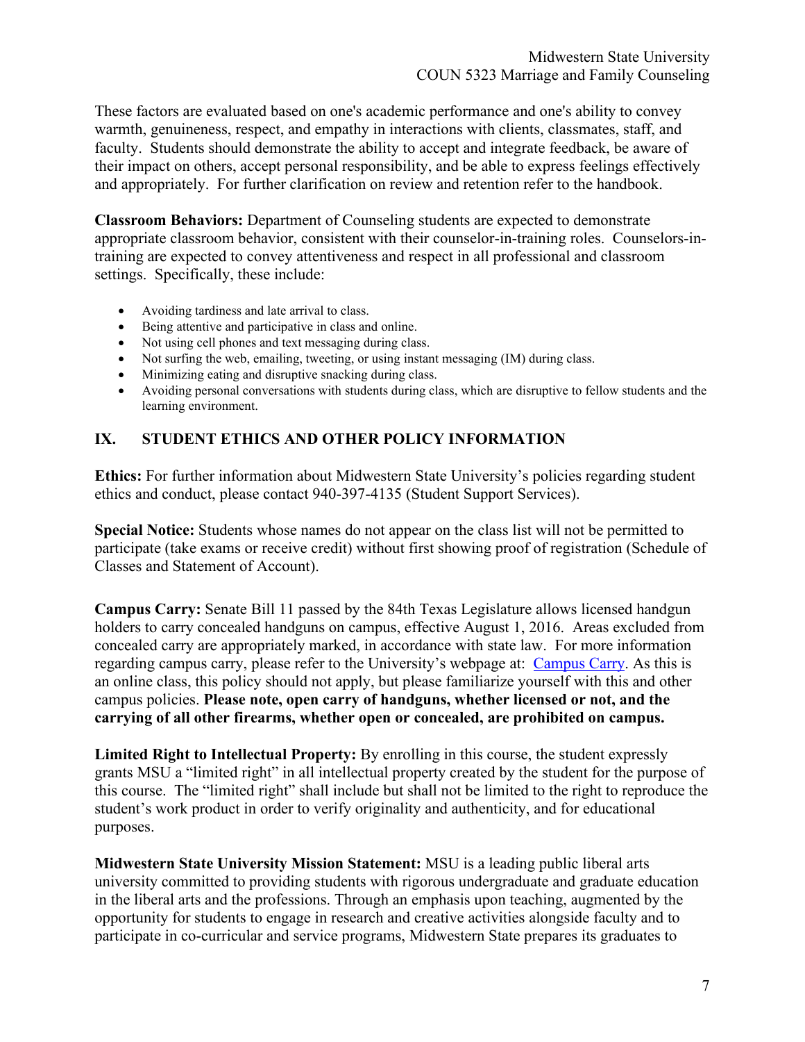These factors are evaluated based on one's academic performance and one's ability to convey warmth, genuineness, respect, and empathy in interactions with clients, classmates, staff, and faculty. Students should demonstrate the ability to accept and integrate feedback, be aware of their impact on others, accept personal responsibility, and be able to express feelings effectively and appropriately. For further clarification on review and retention refer to the handbook.

**Classroom Behaviors:** Department of Counseling students are expected to demonstrate appropriate classroom behavior, consistent with their counselor-in-training roles. Counselors-in-training are expected to convey attentiveness and respect in all professional and classroom settings. Specifically, these include:

- Avoiding tardiness and late arrival to class.
- Being attentive and participative in class and online.
- Not using cell phones and text messaging during class.
- Not surfing the web, emailing, tweeting, or using instant messaging (IM) during class.
- Minimizing eating and disruptive snacking during class.
- Avoiding personal conversations with students during class, which are disruptive to fellow students and the learning environment.

## IX. STUDENT ETHICS AND OTHER POLICY INFORMATION

**Ethics:** For further information about Midwestern State University's policies regarding student ethics and conduct, please contact 940-397-4135 (Student Support Services).

**Special Notice:** Students whose names do not appear on the class list will not be permitted to participate (take exams or receive credit) without first showing proof of registration (Schedule of Classes and Statement of Account).

**Campus Carry:** Senate Bill 11 passed by the 84th Texas Legislature allows licensed handgun holders to carry concealed handguns on campus, effective August 1, 2016. Areas excluded from concealed carry are appropriately marked, in accordance with state law. For more information regarding campus carry, please refer to the University's webpage at: [Campus Carry](). As this is an online class, this policy should not apply, but please familiarize yourself with this and other campus policies. **Please note, open carry of handguns, whether licensed or not, and the carrying of all other firearms, whether open or concealed, are prohibited on campus.**

**Limited Right to Intellectual Property:** By enrolling in this course, the student expressly grants MSU a "limited right" in all intellectual property created by the student for the purpose of this course. The "limited right" shall include but shall not be limited to the right to reproduce the student's work product in order to verify originality and authenticity, and for educational purposes.

**Midwestern State University Mission Statement:** MSU is a leading public liberal arts university committed to providing students with rigorous undergraduate and graduate education in the liberal arts and the professions. Through an emphasis upon teaching, augmented by the opportunity for students to engage in research and creative activities alongside faculty and to participate in co-curricular and service programs, Midwestern State prepares its graduates to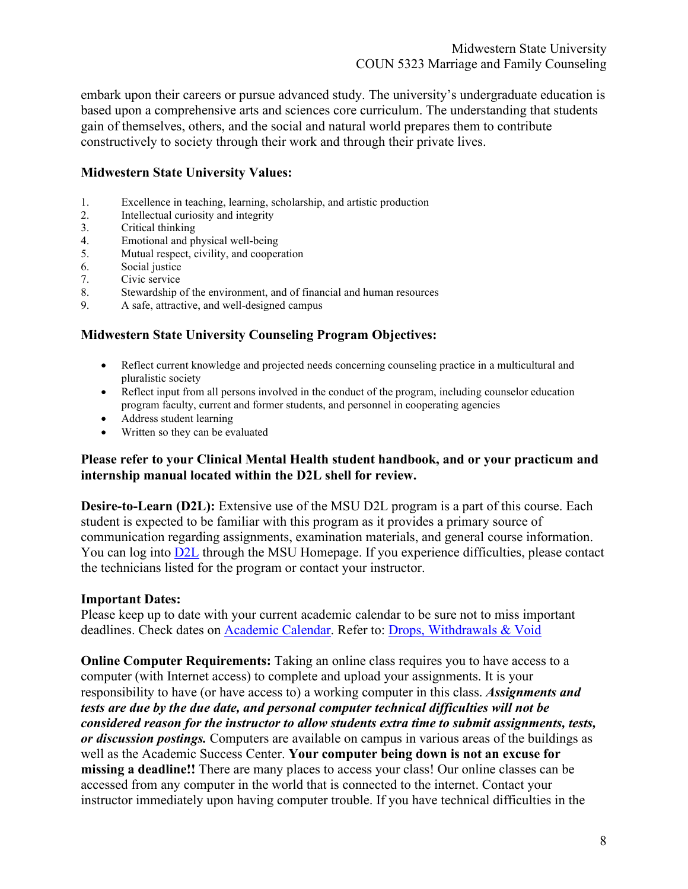embark upon their careers or pursue advanced study. The university's undergraduate education is based upon a comprehensive arts and sciences core curriculum. The understanding that students gain of themselves, others, and the social and natural world prepares them to contribute constructively to society through their work and through their private lives.

**Midwestern State University Values:**

1. Excellence in teaching, learning, scholarship, and artistic production
2. Intellectual curiosity and integrity
3. Critical thinking
4. Emotional and physical well-being
5. Mutual respect, civility, and cooperation
6. Social justice
7. Civic service
8. Stewardship of the environment, and of financial and human resources
9. A safe, attractive, and well-designed campus

**Midwestern State University Counseling Program Objectives:**

- Reflect current knowledge and projected needs concerning counseling practice in a multicultural and pluralistic society
- Reflect input from all persons involved in the conduct of the program, including counselor education program faculty, current and former students, and personnel in cooperating agencies
- Address student learning
- Written so they can be evaluated

**Please refer to your Clinical Mental Health student handbook, and or your practicum and internship manual located within the D2L shell for review.**

**Desire-to-Learn (D2L):** Extensive use of the MSU D2L program is a part of this course. Each student is expected to be familiar with this program as it provides a primary source of communication regarding assignments, examination materials, and general course information. You can log into D2L through the MSU Homepage. If you experience difficulties, please contact the technicians listed for the program or contact your instructor.

**Important Dates:**
Please keep up to date with your current academic calendar to be sure not to miss important deadlines. Check dates on Academic Calendar. Refer to: Drops, Withdrawals & Void

**Online Computer Requirements:** Taking an online class requires you to have access to a computer (with Internet access) to complete and upload your assignments. It is your responsibility to have (or have access to) a working computer in this class. ***Assignments and tests are due by the due date, and personal computer technical difficulties will not be considered reason for the instructor to allow students extra time to submit assignments, tests, or discussion postings.*** Computers are available on campus in various areas of the buildings as well as the Academic Success Center. **Your computer being down is not an excuse for missing a deadline!!** There are many places to access your class! Our online classes can be accessed from any computer in the world that is connected to the internet. Contact your instructor immediately upon having computer trouble. If you have technical difficulties in the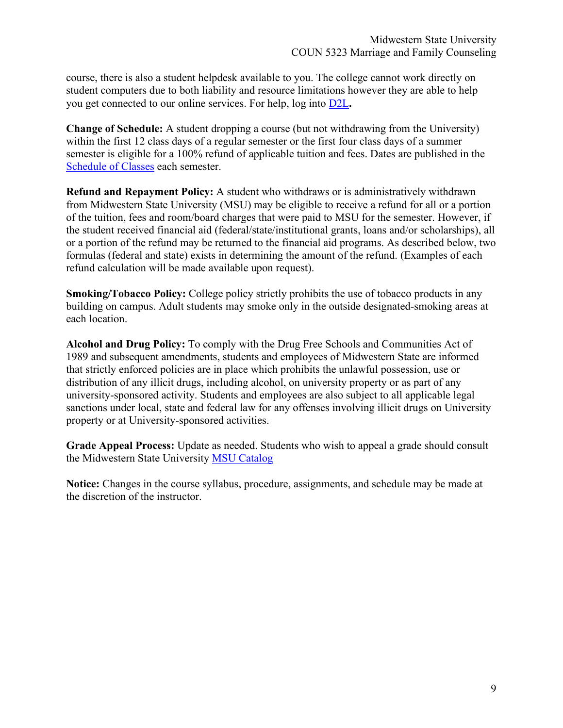course, there is also a student helpdesk available to you. The college cannot work directly on student computers due to both liability and resource limitations however they are able to help you get connected to our online services. For help, log into D2L**.**

**Change of Schedule:** A student dropping a course (but not withdrawing from the University) within the first 12 class days of a regular semester or the first four class days of a summer semester is eligible for a 100% refund of applicable tuition and fees. Dates are published in the Schedule of Classes each semester.

**Refund and Repayment Policy:** A student who withdraws or is administratively withdrawn from Midwestern State University (MSU) may be eligible to receive a refund for all or a portion of the tuition, fees and room/board charges that were paid to MSU for the semester. However, if the student received financial aid (federal/state/institutional grants, loans and/or scholarships), all or a portion of the refund may be returned to the financial aid programs. As described below, two formulas (federal and state) exists in determining the amount of the refund. (Examples of each refund calculation will be made available upon request).

**Smoking/Tobacco Policy:** College policy strictly prohibits the use of tobacco products in any building on campus. Adult students may smoke only in the outside designated-smoking areas at each location.

**Alcohol and Drug Policy:** To comply with the Drug Free Schools and Communities Act of 1989 and subsequent amendments, students and employees of Midwestern State are informed that strictly enforced policies are in place which prohibits the unlawful possession, use or distribution of any illicit drugs, including alcohol, on university property or as part of any university-sponsored activity. Students and employees are also subject to all applicable legal sanctions under local, state and federal law for any offenses involving illicit drugs on University property or at University-sponsored activities.

**Grade Appeal Process:** Update as needed. Students who wish to appeal a grade should consult the Midwestern State University MSU Catalog

**Notice:** Changes in the course syllabus, procedure, assignments, and schedule may be made at the discretion of the instructor.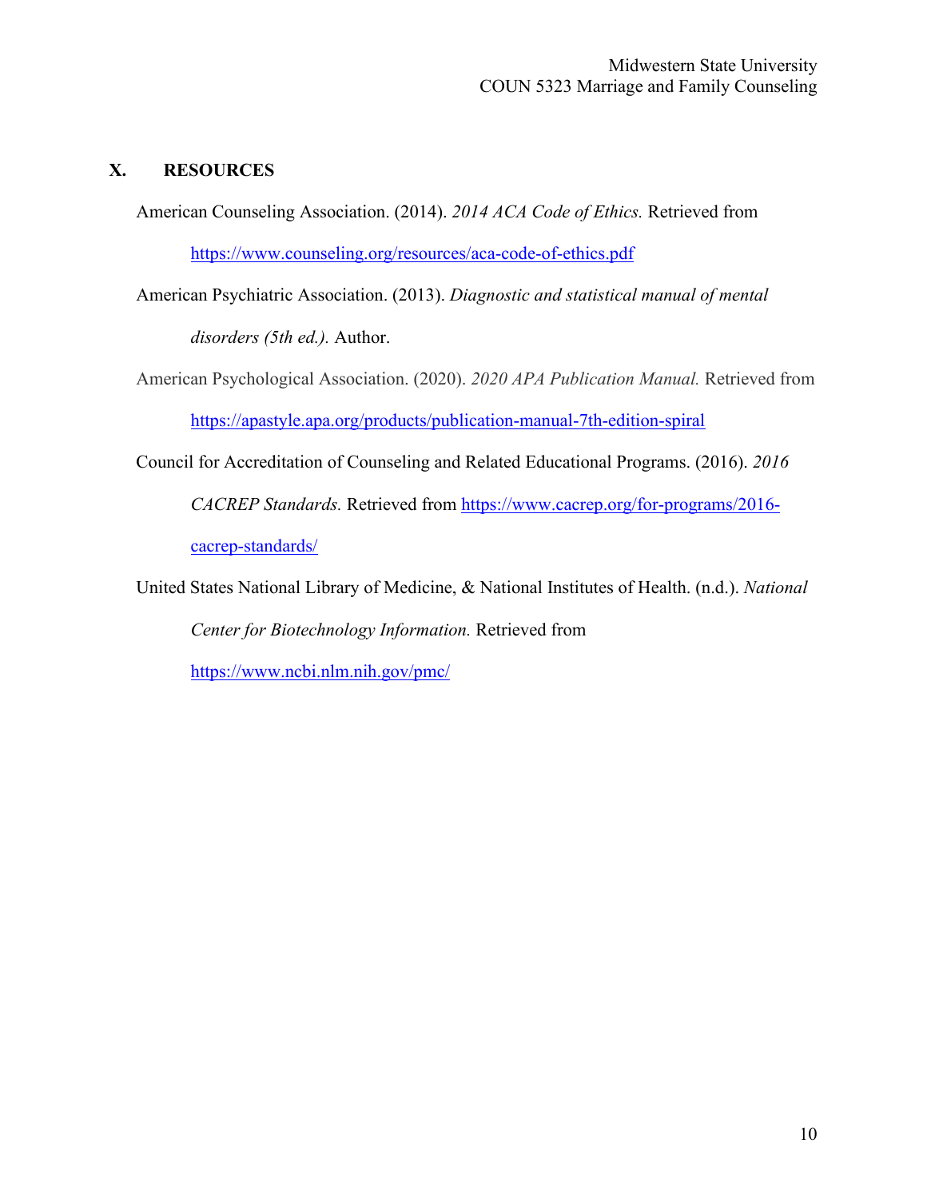## X. RESOURCES

American Counseling Association. (2014). *2014 ACA Code of Ethics.* Retrieved from https://www.counseling.org/resources/aca-code-of-ethics.pdf

American Psychiatric Association. (2013). *Diagnostic and statistical manual of mental disorders (5th ed.).* Author.

American Psychological Association. (2020). *2020 APA Publication Manual.* Retrieved from https://apastyle.apa.org/products/publication-manual-7th-edition-spiral

Council for Accreditation of Counseling and Related Educational Programs. (2016). *2016 CACREP Standards.* Retrieved from https://www.cacrep.org/for-programs/2016-cacrep-standards/

United States National Library of Medicine, & National Institutes of Health. (n.d.). *National Center for Biotechnology Information.* Retrieved from https://www.ncbi.nlm.nih.gov/pmc/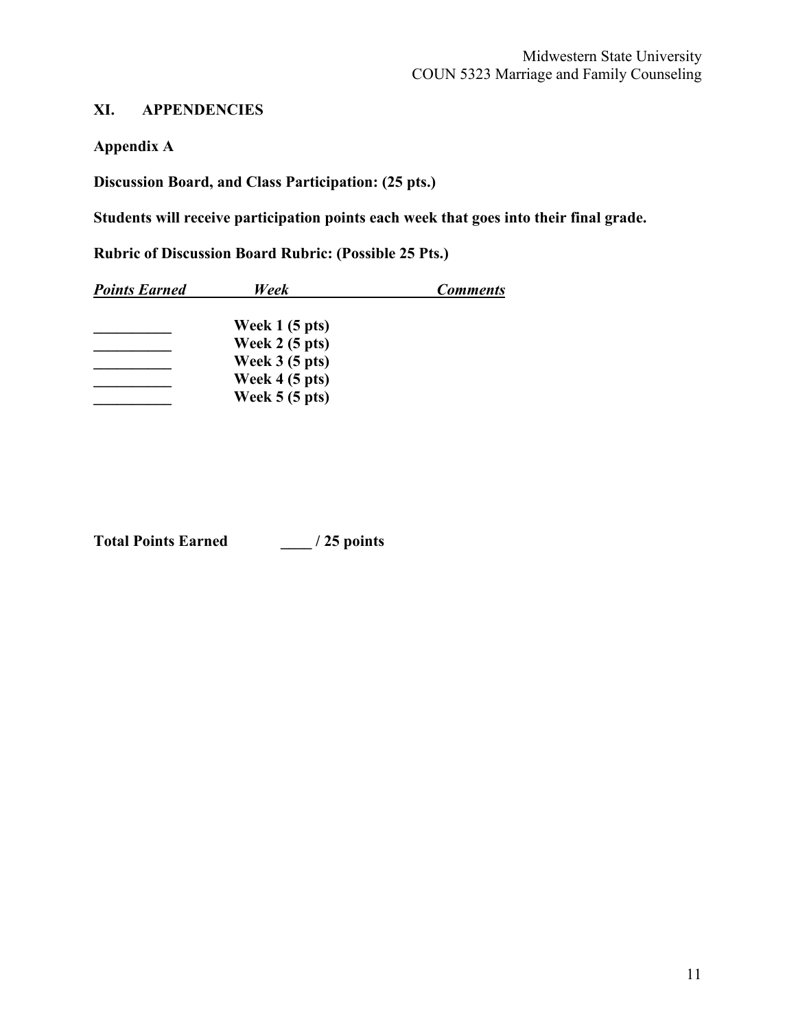## XI. APPENDENCIES

### Appendix A

**Discussion Board, and Class Participation: (25 pts.)**

**Students will receive participation points each week that goes into their final grade.**

**Rubric of Discussion Board Rubric: (Possible 25 Pts.)**

| ***Points Earned*** | ***Week*** | ***Comments*** |
|---|---|---|
| __________ | **Week 1 (5 pts)** | |
| __________ | **Week 2 (5 pts)** | |
| __________ | **Week 3 (5 pts)** | |
| __________ | **Week 4 (5 pts)** | |
| __________ | **Week 5 (5 pts)** | |

**Total Points Earned ____ / 25 points**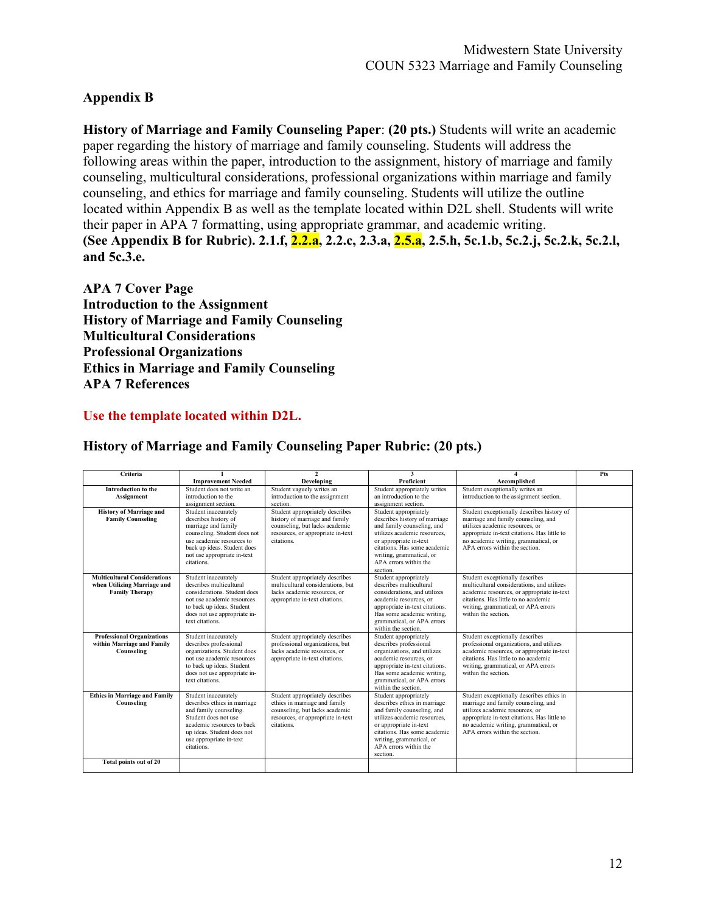## Appendix B

**History of Marriage and Family Counseling Paper**: **(20 pts.)** Students will write an academic paper regarding the history of marriage and family counseling. Students will address the following areas within the paper, introduction to the assignment, history of marriage and family counseling, multicultural considerations, professional organizations within marriage and family counseling, and ethics for marriage and family counseling. Students will utilize the outline located within Appendix B as well as the template located within D2L shell. Students will write their paper in APA 7 formatting, using appropriate grammar, and academic writing.
**(See Appendix B for Rubric). 2.1.f, 2.2.a, 2.2.c, 2.3.a, 2.5.a, 2.5.h, 5c.1.b, 5c.2.j, 5c.2.k, 5c.2.l, and 5c.3.e.**

**APA 7 Cover Page**
**Introduction to the Assignment**
**History of Marriage and Family Counseling**
**Multicultural Considerations**
**Professional Organizations**
**Ethics in Marriage and Family Counseling**
**APA 7 References**

**Use the template located within D2L.**

### History of Marriage and Family Counseling Paper Rubric: (20 pts.)

| Criteria | 1 Improvement Needed | 2 Developing | 3 Proficient | 4 Accomplished | Pts |
|---|---|---|---|---|---|
| **Introduction to the Assignment** | Student does not write an introduction to the assignment section. | Student vaguely writes an introduction to the assignment section. | Student appropriately writes an introduction to the assignment section. | Student exceptionally writes an introduction to the assignment section. | |
| **History of Marriage and Family Counseling** | Student inaccurately describes history of marriage and family counseling. Student does not use academic resources to back up ideas. Student does not use appropriate in-text citations. | Student appropriately describes history of marriage and family counseling, but lacks academic resources, or appropriate in-text citations. | Student appropriately describes history of marriage and family counseling, and utilizes academic resources, or appropriate in-text citations. Has some academic writing, grammatical, or APA errors within the section. | Student exceptionally describes history of marriage and family counseling, and utilizes academic resources, or appropriate in-text citations. Has little to no academic writing, grammatical, or APA errors within the section. | |
| **Multicultural Considerations when Utilizing Marriage and Family Therapy** | Student inaccurately describes multicultural considerations. Student does not use academic resources to back up ideas. Student does not use appropriate in-text citations. | Student appropriately describes multicultural considerations, but lacks academic resources, or appropriate in-text citations. | Student appropriately describes multicultural considerations, and utilizes academic resources, or appropriate in-text citations. Has some academic writing, grammatical, or APA errors within the section. | Student exceptionally describes multicultural considerations, and utilizes academic resources, or appropriate in-text citations. Has little to no academic writing, grammatical, or APA errors within the section. | |
| **Professional Organizations within Marriage and Family Counseling** | Student inaccurately describes professional organizations. Student does not use academic resources to back up ideas. Student does not use appropriate in-text citations. | Student appropriately describes professional organizations, but lacks academic resources, or appropriate in-text citations. | Student appropriately describes professional organizations, and utilizes academic resources, or appropriate in-text citations. Has some academic writing, grammatical, or APA errors within the section. | Student exceptionally describes professional organizations, and utilizes academic resources, or appropriate in-text citations. Has little to no academic writing, grammatical, or APA errors within the section. | |
| **Ethics in Marriage and Family Counseling** | Student inaccurately describes ethics in marriage and family counseling. Student does not use academic resources to back up ideas. Student does not use appropriate in-text citations. | Student appropriately describes ethics in marriage and family counseling, but lacks academic resources, or appropriate in-text citations. | Student appropriately describes ethics in marriage and family counseling, and utilizes academic resources, or appropriate in-text citations. Has some academic writing, grammatical, or APA errors within the section. | Student exceptionally describes ethics in marriage and family counseling, and utilizes academic resources, or appropriate in-text citations. Has little to no academic writing, grammatical, or APA errors within the section. | |
| **Total points out of 20** | | | | | |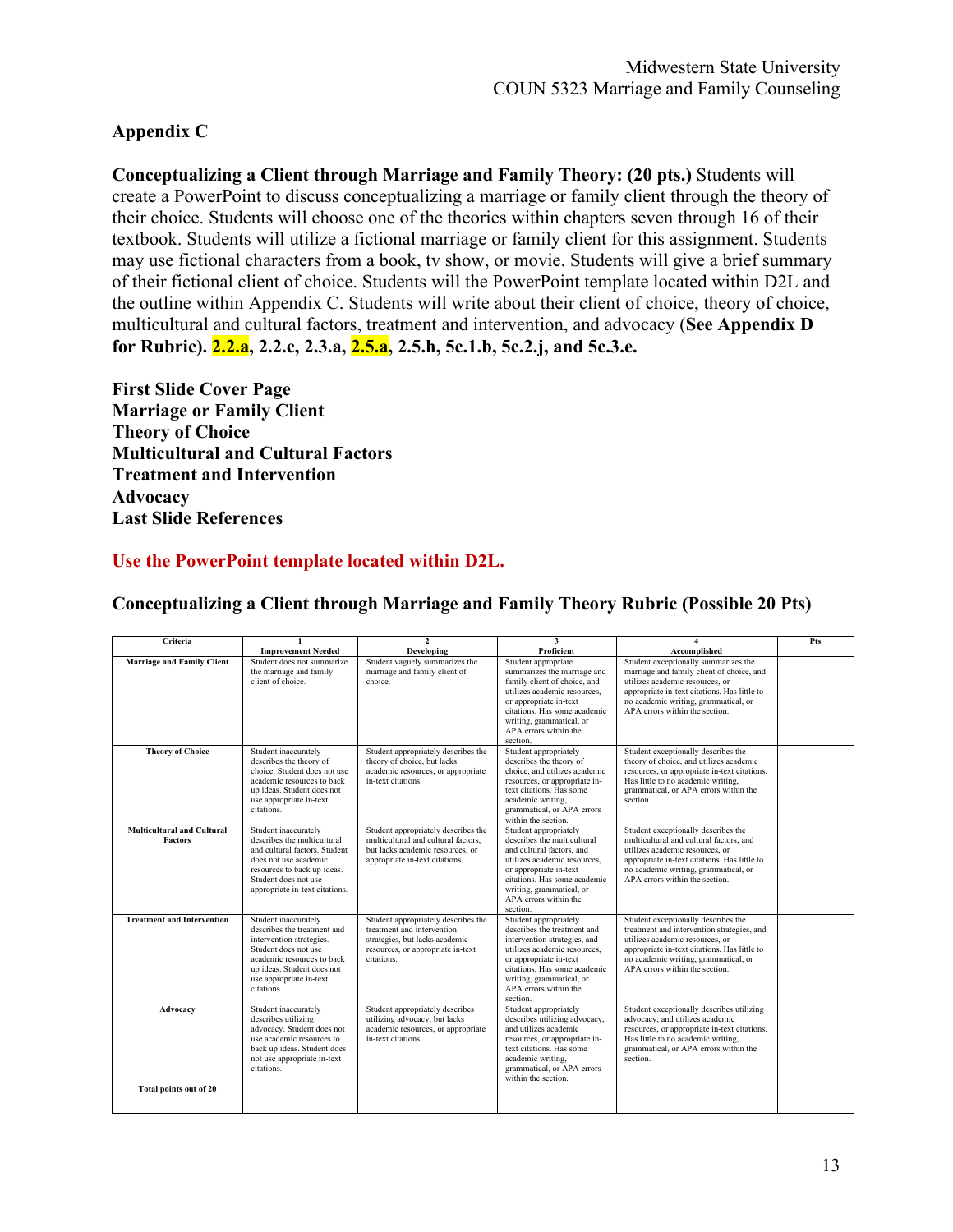## Appendix C

**Conceptualizing a Client through Marriage and Family Theory: (20 pts.)** Students will create a PowerPoint to discuss conceptualizing a marriage or family client through the theory of their choice. Students will choose one of the theories within chapters seven through 16 of their textbook. Students will utilize a fictional marriage or family client for this assignment. Students may use fictional characters from a book, tv show, or movie. Students will give a brief summary of their fictional client of choice. Students will the PowerPoint template located within D2L and the outline within Appendix C. Students will write about their client of choice, theory of choice, multicultural and cultural factors, treatment and intervention, and advocacy (**See Appendix D for Rubric). 2.2.a, 2.2.c, 2.3.a, 2.5.a, 2.5.h, 5c.1.b, 5c.2.j, and 5c.3.e.**

**First Slide Cover Page**
**Marriage or Family Client**
**Theory of Choice**
**Multicultural and Cultural Factors**
**Treatment and Intervention**
**Advocacy**
**Last Slide References**

**Use the PowerPoint template located within D2L.**

### Conceptualizing a Client through Marriage and Family Theory Rubric (Possible 20 Pts)

| Criteria | 1 Improvement Needed | 2 Developing | 3 Proficient | 4 Accomplished | Pts |
|---|---|---|---|---|---|
| **Marriage and Family Client** | Student does not summarize the marriage and family client of choice. | Student vaguely summarizes the marriage and family client of choice. | Student appropriate summarizes the marriage and family client of choice, and utilizes academic resources, or appropriate in-text citations. Has some academic writing, grammatical, or APA errors within the section. | Student exceptionally summarizes the marriage and family client of choice, and utilizes academic resources, or appropriate in-text citations. Has little to no academic writing, grammatical, or APA errors within the section. | |
| **Theory of Choice** | Student inaccurately describes the theory of choice. Student does not use academic resources to back up ideas. Student does not use appropriate in-text citations. | Student appropriately describes the theory of choice, but lacks academic resources, or appropriate in-text citations. | Student appropriately describes the theory of choice, and utilizes academic resources, or appropriate in-text citations. Has some academic writing, grammatical, or APA errors within the section. | Student exceptionally describes the theory of choice, and utilizes academic resources, or appropriate in-text citations. Has little to no academic writing, grammatical, or APA errors within the section. | |
| **Multicultural and Cultural Factors** | Student inaccurately describes the multicultural and cultural factors. Student does not use academic resources to back up ideas. Student does not use appropriate in-text citations. | Student appropriately describes the multicultural and cultural factors, but lacks academic resources, or appropriate in-text citations. | Student appropriately describes the multicultural and cultural factors, and utilizes academic resources, or appropriate in-text citations. Has some academic writing, grammatical, or APA errors within the section. | Student exceptionally describes the multicultural and cultural factors, and utilizes academic resources, or appropriate in-text citations. Has little to no academic writing, grammatical, or APA errors within the section. | |
| **Treatment and Intervention** | Student inaccurately describes the treatment and intervention strategies. Student does not use academic resources to back up ideas. Student does not use appropriate in-text citations. | Student appropriately describes the treatment and intervention strategies, but lacks academic resources, or appropriate in-text citations. | Student appropriately describes the treatment and intervention strategies, and utilizes academic resources, or appropriate in-text citations. Has some academic writing, grammatical, or APA errors within the section. | Student exceptionally describes the treatment and intervention strategies, and utilizes academic resources, or appropriate in-text citations. Has little to no academic writing, grammatical, or APA errors within the section. | |
| **Advocacy** | Student inaccurately describes utilizing advocacy. Student does not use academic resources to back up ideas. Student does not use appropriate in-text citations. | Student appropriately describes utilizing advocacy, but lacks academic resources, or appropriate in-text citations. | Student appropriately describes utilizing advocacy, and utilizes academic resources, or appropriate in-text citations. Has some academic writing, grammatical, or APA errors within the section. | Student exceptionally describes utilizing advocacy, and utilizes academic resources, or appropriate in-text citations. Has little to no academic writing, grammatical, or APA errors within the section. | |
| **Total points out of 20** | | | | | |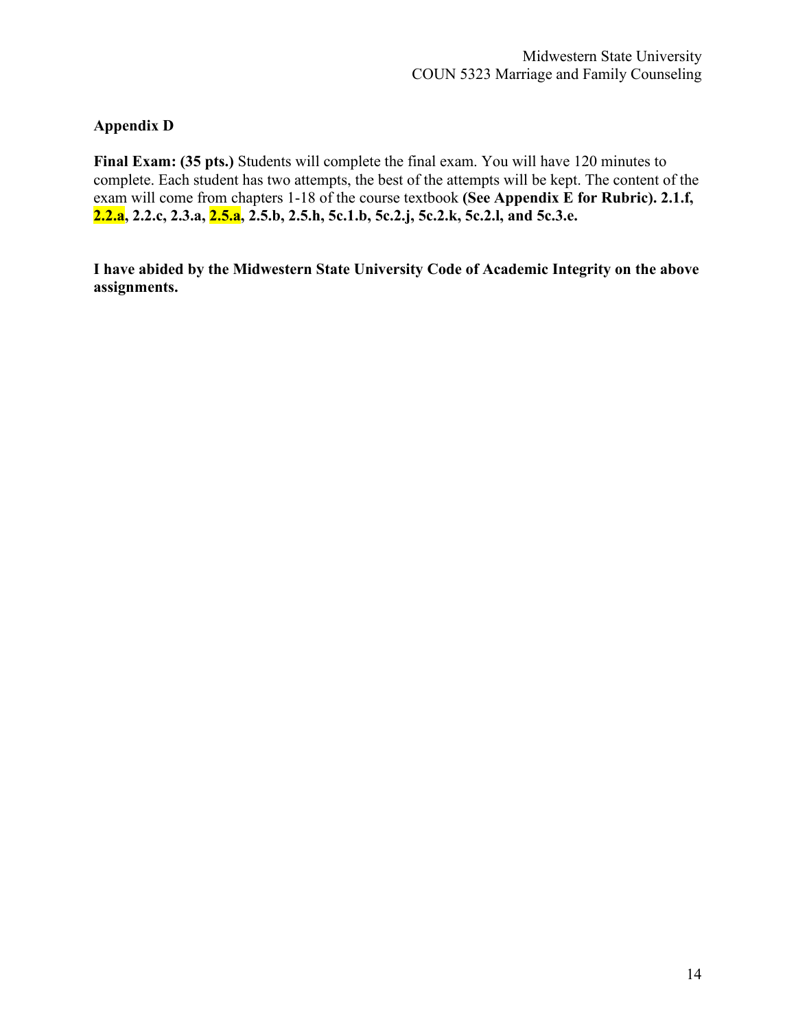## Appendix D

**Final Exam: (35 pts.)** Students will complete the final exam. You will have 120 minutes to complete. Each student has two attempts, the best of the attempts will be kept. The content of the exam will come from chapters 1-18 of the course textbook **(See Appendix E for Rubric). 2.1.f, 2.2.a, 2.2.c, 2.3.a, 2.5.a, 2.5.b, 2.5.h, 5c.1.b, 5c.2.j, 5c.2.k, 5c.2.l, and 5c.3.e.**

**I have abided by the Midwestern State University Code of Academic Integrity on the above assignments.**